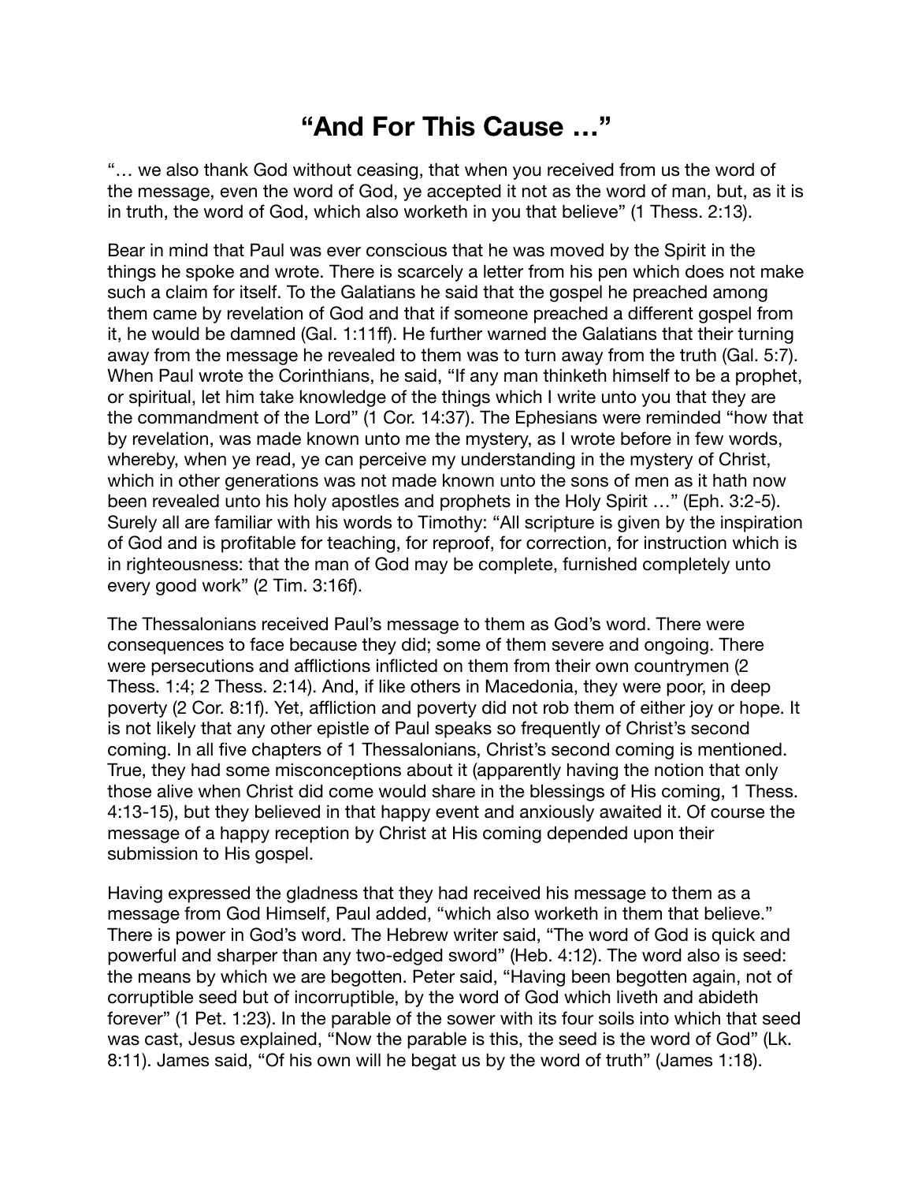# "And For This Cause …"

"… we also thank God without ceasing, that when you received from us the word of the message, even the word of God, ye accepted it not as the word of man, but, as it is in truth, the word of God, which also worketh in you that believe" (1 Thess. 2:13).

Bear in mind that Paul was ever conscious that he was moved by the Spirit in the things he spoke and wrote. There is scarcely a letter from his pen which does not make such a claim for itself. To the Galatians he said that the gospel he preached among them came by revelation of God and that if someone preached a different gospel from it, he would be damned (Gal. 1:11ff). He further warned the Galatians that their turning away from the message he revealed to them was to turn away from the truth (Gal. 5:7). When Paul wrote the Corinthians, he said, "If any man thinketh himself to be a prophet, or spiritual, let him take knowledge of the things which I write unto you that they are the commandment of the Lord" (1 Cor. 14:37). The Ephesians were reminded "how that by revelation, was made known unto me the mystery, as I wrote before in few words, whereby, when ye read, ye can perceive my understanding in the mystery of Christ, which in other generations was not made known unto the sons of men as it hath now been revealed unto his holy apostles and prophets in the Holy Spirit …" (Eph. 3:2-5). Surely all are familiar with his words to Timothy: "All scripture is given by the inspiration of God and is profitable for teaching, for reproof, for correction, for instruction which is in righteousness: that the man of God may be complete, furnished completely unto every good work" (2 Tim. 3:16f).

The Thessalonians received Paul's message to them as God's word. There were consequences to face because they did; some of them severe and ongoing. There were persecutions and afflictions inflicted on them from their own countrymen (2 Thess. 1:4; 2 Thess. 2:14). And, if like others in Macedonia, they were poor, in deep poverty (2 Cor. 8:1f). Yet, affliction and poverty did not rob them of either joy or hope. It is not likely that any other epistle of Paul speaks so frequently of Christ's second coming. In all five chapters of 1 Thessalonians, Christ's second coming is mentioned. True, they had some misconceptions about it (apparently having the notion that only those alive when Christ did come would share in the blessings of His coming, 1 Thess. 4:13-15), but they believed in that happy event and anxiously awaited it. Of course the message of a happy reception by Christ at His coming depended upon their submission to His gospel.

Having expressed the gladness that they had received his message to them as a message from God Himself, Paul added, "which also worketh in them that believe." There is power in God's word. The Hebrew writer said, "The word of God is quick and powerful and sharper than any two-edged sword" (Heb. 4:12). The word also is seed: the means by which we are begotten. Peter said, "Having been begotten again, not of corruptible seed but of incorruptible, by the word of God which liveth and abideth forever" (1 Pet. 1:23). In the parable of the sower with its four soils into which that seed was cast, Jesus explained, "Now the parable is this, the seed is the word of God" (Lk. 8:11). James said, "Of his own will he begat us by the word of truth" (James 1:18).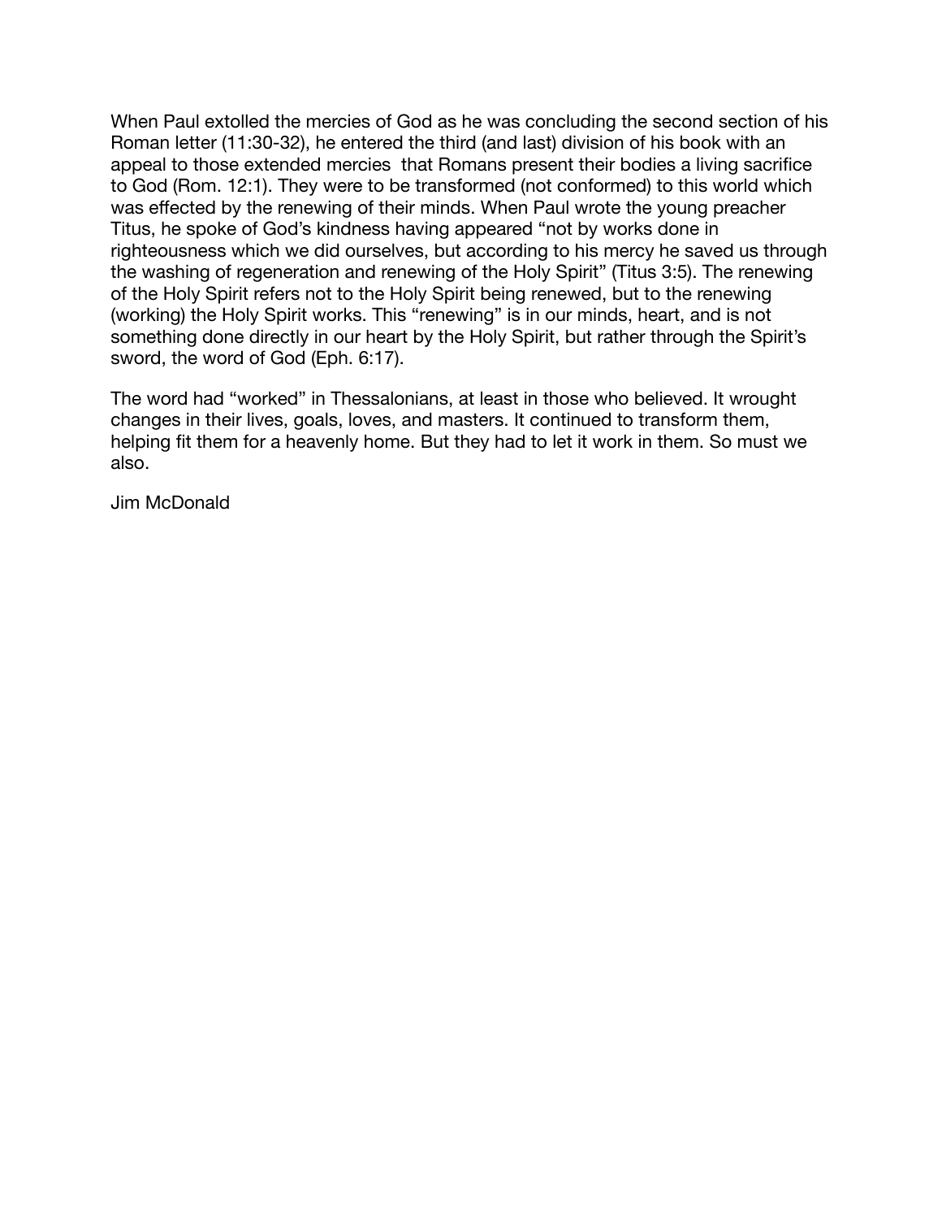When Paul extolled the mercies of God as he was concluding the second section of his Roman letter (11:30-32), he entered the third (and last) division of his book with an appeal to those extended mercies  that Romans present their bodies a living sacrifice to God (Rom. 12:1). They were to be transformed (not conformed) to this world which was effected by the renewing of their minds. When Paul wrote the young preacher Titus, he spoke of God's kindness having appeared "not by works done in righteousness which we did ourselves, but according to his mercy he saved us through the washing of regeneration and renewing of the Holy Spirit" (Titus 3:5). The renewing of the Holy Spirit refers not to the Holy Spirit being renewed, but to the renewing (working) the Holy Spirit works. This "renewing" is in our minds, heart, and is not something done directly in our heart by the Holy Spirit, but rather through the Spirit's sword, the word of God (Eph. 6:17).

The word had "worked" in Thessalonians, at least in those who believed. It wrought changes in their lives, goals, loves, and masters. It continued to transform them, helping fit them for a heavenly home. But they had to let it work in them. So must we also.

Jim McDonald